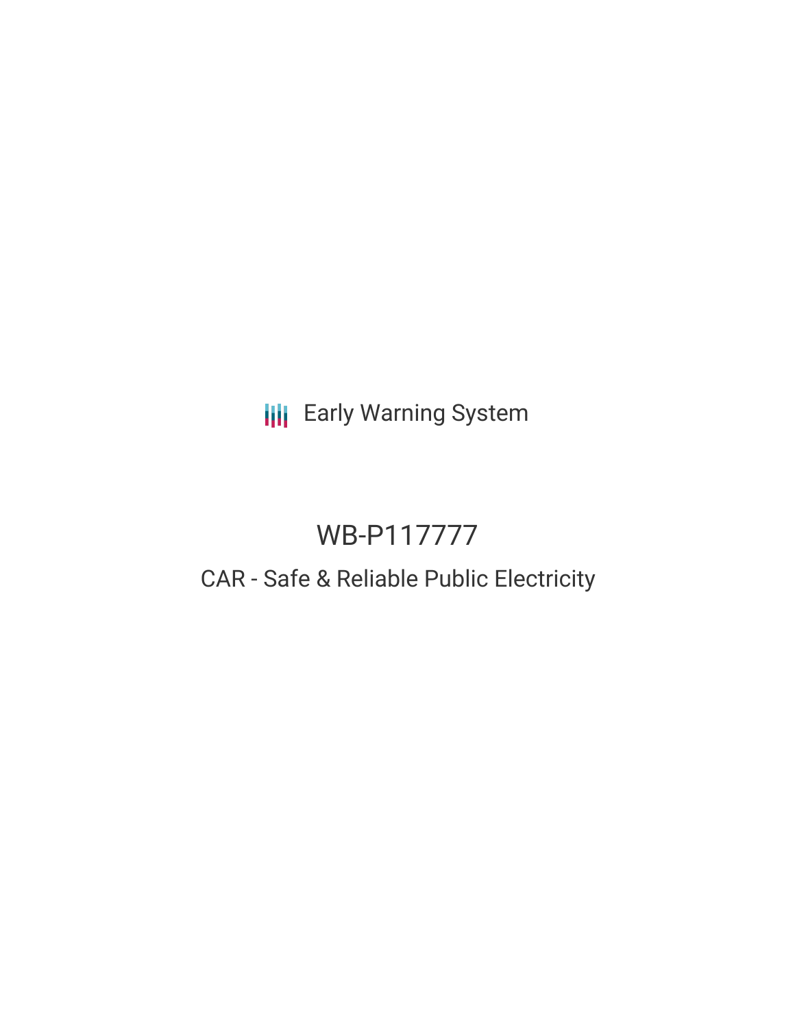Early Warning System

# WB-P117777

## CAR - Safe & Reliable Public Electricity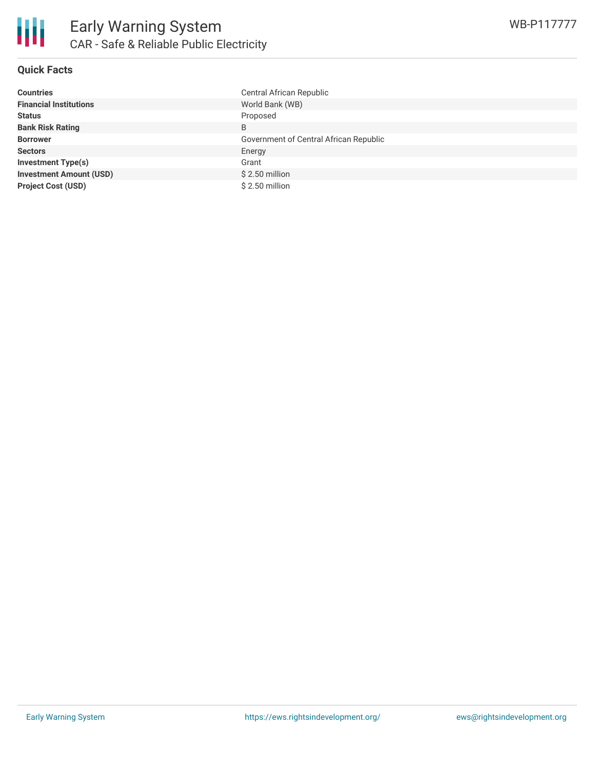# Early Warning System

## CAR - Safe & Reliable Public Electricity

WB-P117777

### Quick Facts

| | |
|---|---|
| **Countries** | Central African Republic |
| **Financial Institutions** | World Bank (WB) |
| **Status** | Proposed |
| **Bank Risk Rating** | B |
| **Borrower** | Government of Central African Republic |
| **Sectors** | Energy |
| **Investment Type(s)** | Grant |
| **Investment Amount (USD)** | $ 2.50 million |
| **Project Cost (USD)** | $ 2.50 million |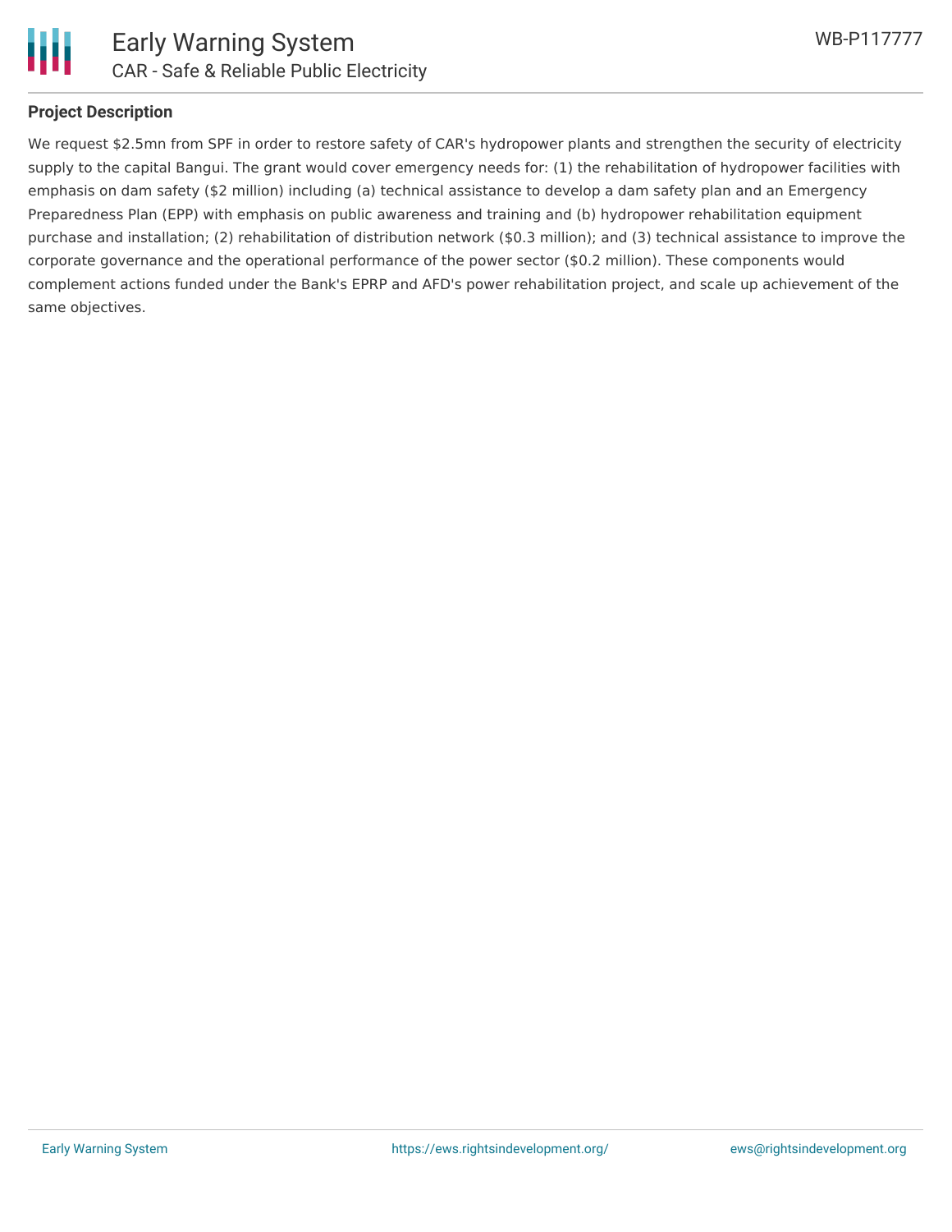## Project Description

We request $2.5mn from SPF in order to restore safety of CAR's hydropower plants and strengthen the security of electricity supply to the capital Bangui. The grant would cover emergency needs for: (1) the rehabilitation of hydropower facilities with emphasis on dam safety ($2 million) including (a) technical assistance to develop a dam safety plan and an Emergency Preparedness Plan (EPP) with emphasis on public awareness and training and (b) hydropower rehabilitation equipment purchase and installation; (2) rehabilitation of distribution network ($0.3 million); and (3) technical assistance to improve the corporate governance and the operational performance of the power sector ($0.2 million). These components would complement actions funded under the Bank's EPRP and AFD's power rehabilitation project, and scale up achievement of the same objectives.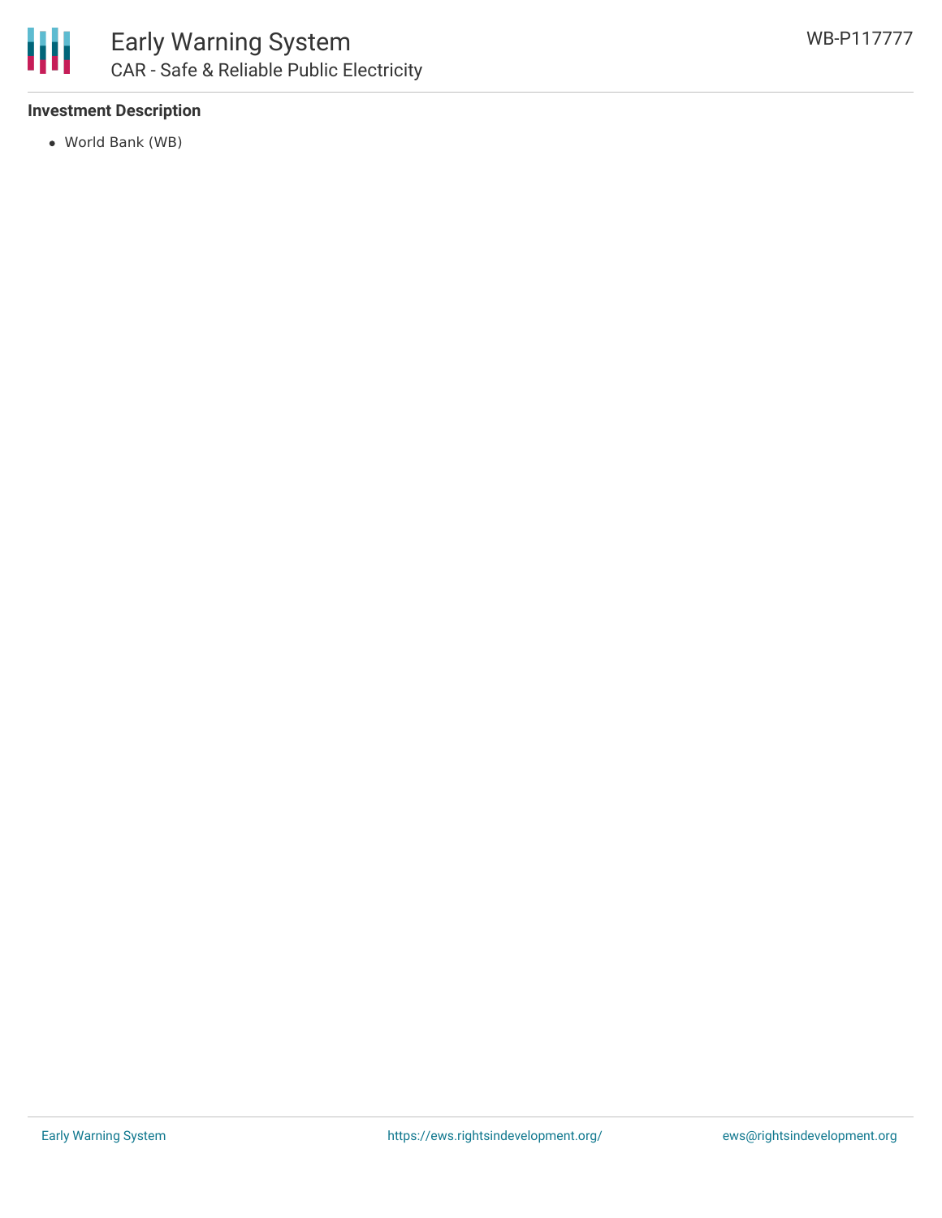**Investment Description**

- World Bank (WB)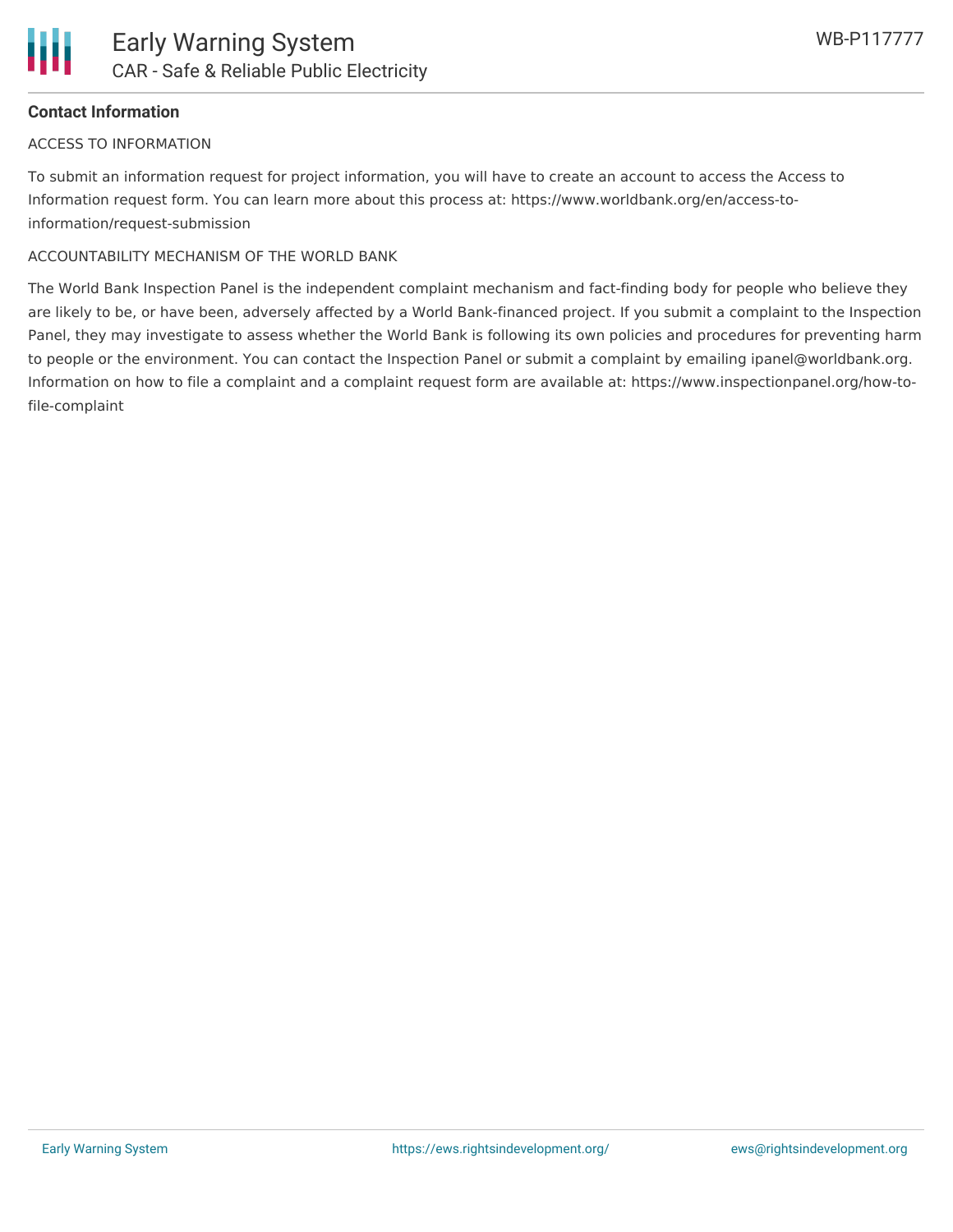## Contact Information

ACCESS TO INFORMATION

To submit an information request for project information, you will have to create an account to access the Access to Information request form. You can learn more about this process at: https://www.worldbank.org/en/access-to-information/request-submission

ACCOUNTABILITY MECHANISM OF THE WORLD BANK

The World Bank Inspection Panel is the independent complaint mechanism and fact-finding body for people who believe they are likely to be, or have been, adversely affected by a World Bank-financed project. If you submit a complaint to the Inspection Panel, they may investigate to assess whether the World Bank is following its own policies and procedures for preventing harm to people or the environment. You can contact the Inspection Panel or submit a complaint by emailing ipanel@worldbank.org. Information on how to file a complaint and a complaint request form are available at: https://www.inspectionpanel.org/how-to-file-complaint